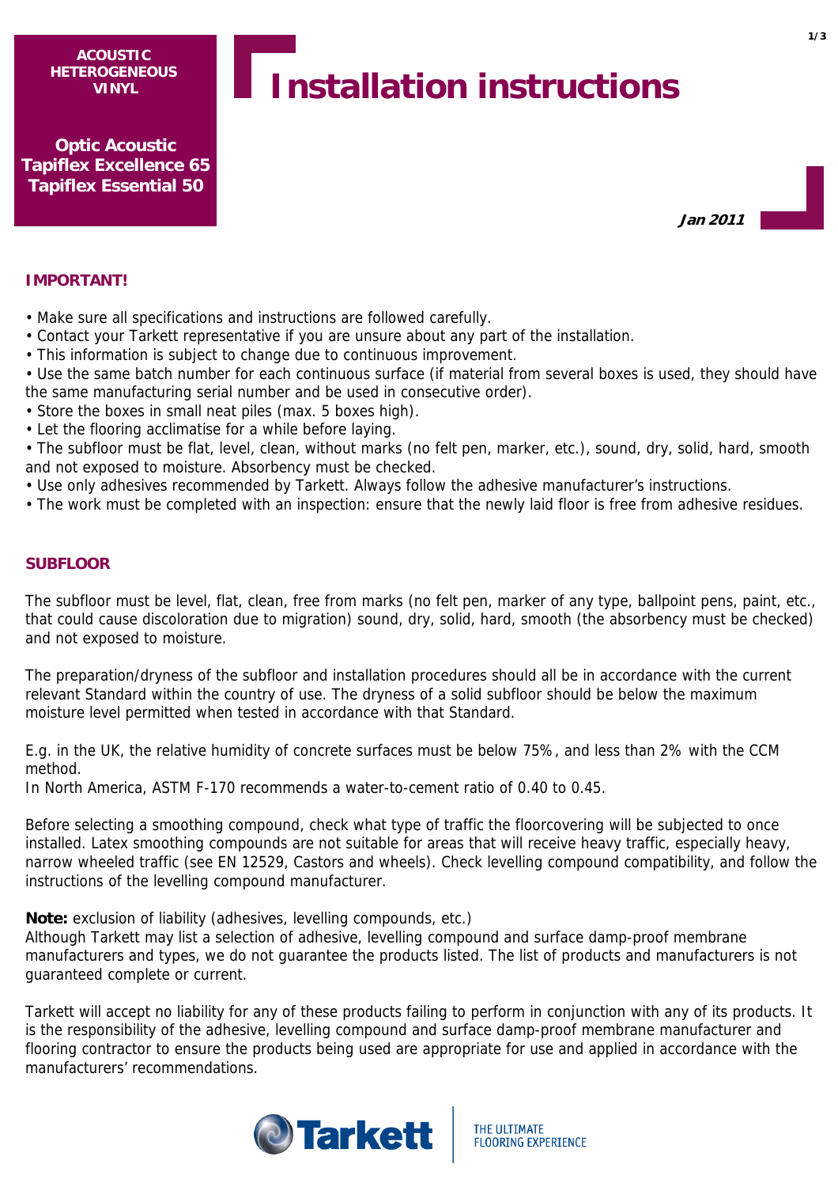**ACOUSTIC HETEROGENEOUS VINYL**

**Optic Acoustic**
**Tapiflex Excellence 65**
**Tapiflex Essential 50**

# Installation instructions

***Jan 2011***

## IMPORTANT!

- Make sure all specifications and instructions are followed carefully.
- Contact your Tarkett representative if you are unsure about any part of the installation.
- This information is subject to change due to continuous improvement.
- Use the same batch number for each continuous surface (if material from several boxes is used, they should have the same manufacturing serial number and be used in consecutive order).
- Store the boxes in small neat piles (max. 5 boxes high).
- Let the flooring acclimatise for a while before laying.
- The subfloor must be flat, level, clean, without marks (no felt pen, marker, etc.), sound, dry, solid, hard, smooth and not exposed to moisture. Absorbency must be checked.
- Use only adhesives recommended by Tarkett. Always follow the adhesive manufacturer's instructions.
- The work must be completed with an inspection: ensure that the newly laid floor is free from adhesive residues.

## SUBFLOOR

The subfloor must be level, flat, clean, free from marks (no felt pen, marker of any type, ballpoint pens, paint, etc., that could cause discoloration due to migration) sound, dry, solid, hard, smooth (the absorbency must be checked) and not exposed to moisture.

The preparation/dryness of the subfloor and installation procedures should all be in accordance with the current relevant Standard within the country of use. The dryness of a solid subfloor should be below the maximum moisture level permitted when tested in accordance with that Standard.

E.g. in the UK, the relative humidity of concrete surfaces must be below 75%, and less than 2% with the CCM method.
In North America, ASTM F-170 recommends a water-to-cement ratio of 0.40 to 0.45.

Before selecting a smoothing compound, check what type of traffic the floorcovering will be subjected to once installed. Latex smoothing compounds are not suitable for areas that will receive heavy traffic, especially heavy, narrow wheeled traffic (see EN 12529, Castors and wheels). Check levelling compound compatibility, and follow the instructions of the levelling compound manufacturer.

**Note:** exclusion of liability (adhesives, levelling compounds, etc.)
Although Tarkett may list a selection of adhesive, levelling compound and surface damp-proof membrane manufacturers and types, we do not guarantee the products listed. The list of products and manufacturers is not guaranteed complete or current.

Tarkett will accept no liability for any of these products failing to perform in conjunction with any of its products. It is the responsibility of the adhesive, levelling compound and surface damp-proof membrane manufacturer and flooring contractor to ensure the products being used are appropriate for use and applied in accordance with the manufacturers' recommendations.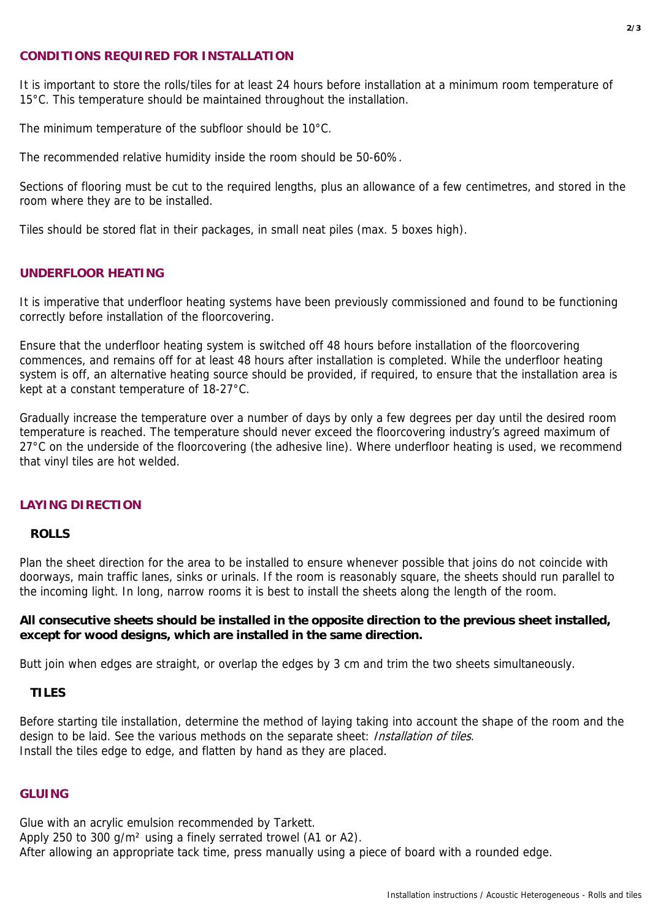## CONDITIONS REQUIRED FOR INSTALLATION

It is important to store the rolls/tiles for at least 24 hours before installation at a minimum room temperature of 15°C. This temperature should be maintained throughout the installation.

The minimum temperature of the subfloor should be 10°C.

The recommended relative humidity inside the room should be 50-60%.

Sections of flooring must be cut to the required lengths, plus an allowance of a few centimetres, and stored in the room where they are to be installed.

Tiles should be stored flat in their packages, in small neat piles (max. 5 boxes high).

## UNDERFLOOR HEATING

It is imperative that underfloor heating systems have been previously commissioned and found to be functioning correctly before installation of the floorcovering.

Ensure that the underfloor heating system is switched off 48 hours before installation of the floorcovering commences, and remains off for at least 48 hours after installation is completed. While the underfloor heating system is off, an alternative heating source should be provided, if required, to ensure that the installation area is kept at a constant temperature of 18-27°C.

Gradually increase the temperature over a number of days by only a few degrees per day until the desired room temperature is reached. The temperature should never exceed the floorcovering industry's agreed maximum of 27°C on the underside of the floorcovering (the adhesive line). Where underfloor heating is used, we recommend that vinyl tiles are hot welded.

## LAYING DIRECTION

### ROLLS

Plan the sheet direction for the area to be installed to ensure whenever possible that joins do not coincide with doorways, main traffic lanes, sinks or urinals. If the room is reasonably square, the sheets should run parallel to the incoming light. In long, narrow rooms it is best to install the sheets along the length of the room.

**All consecutive sheets should be installed in the opposite direction to the previous sheet installed, except for wood designs, which are installed in the same direction.**

Butt join when edges are straight, or overlap the edges by 3 cm and trim the two sheets simultaneously.

### TILES

Before starting tile installation, determine the method of laying taking into account the shape of the room and the design to be laid. See the various methods on the separate sheet: *Installation of tiles*.
Install the tiles edge to edge, and flatten by hand as they are placed.

## GLUING

Glue with an acrylic emulsion recommended by Tarkett.
Apply 250 to 300 g/m² using a finely serrated trowel (A1 or A2).
After allowing an appropriate tack time, press manually using a piece of board with a rounded edge.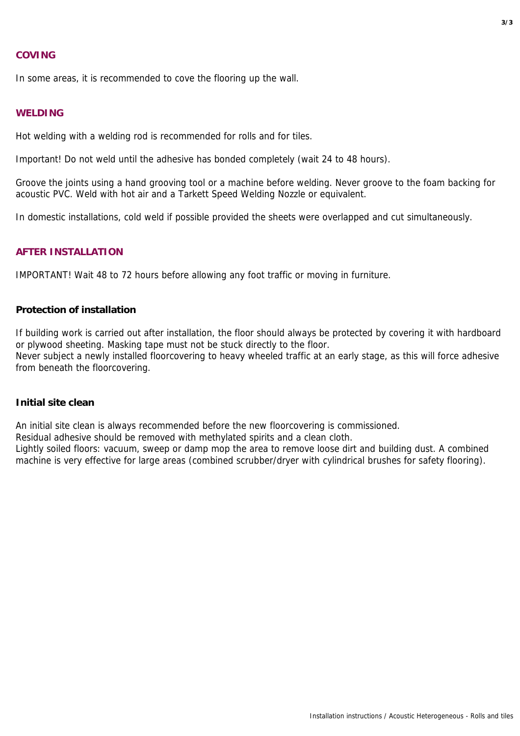## COVING

In some areas, it is recommended to cove the flooring up the wall.

## WELDING

Hot welding with a welding rod is recommended for rolls and for tiles.

Important! Do not weld until the adhesive has bonded completely (wait 24 to 48 hours).

Groove the joints using a hand grooving tool or a machine before welding. Never groove to the foam backing for acoustic PVC. Weld with hot air and a Tarkett Speed Welding Nozzle or equivalent.

In domestic installations, cold weld if possible provided the sheets were overlapped and cut simultaneously.

## AFTER INSTALLATION

IMPORTANT! Wait 48 to 72 hours before allowing any foot traffic or moving in furniture.

### Protection of installation

If building work is carried out after installation, the floor should always be protected by covering it with hardboard or plywood sheeting. Masking tape must not be stuck directly to the floor.
Never subject a newly installed floorcovering to heavy wheeled traffic at an early stage, as this will force adhesive from beneath the floorcovering.

### Initial site clean

An initial site clean is always recommended before the new floorcovering is commissioned.
Residual adhesive should be removed with methylated spirits and a clean cloth.
Lightly soiled floors: vacuum, sweep or damp mop the area to remove loose dirt and building dust. A combined machine is very effective for large areas (combined scrubber/dryer with cylindrical brushes for safety flooring).